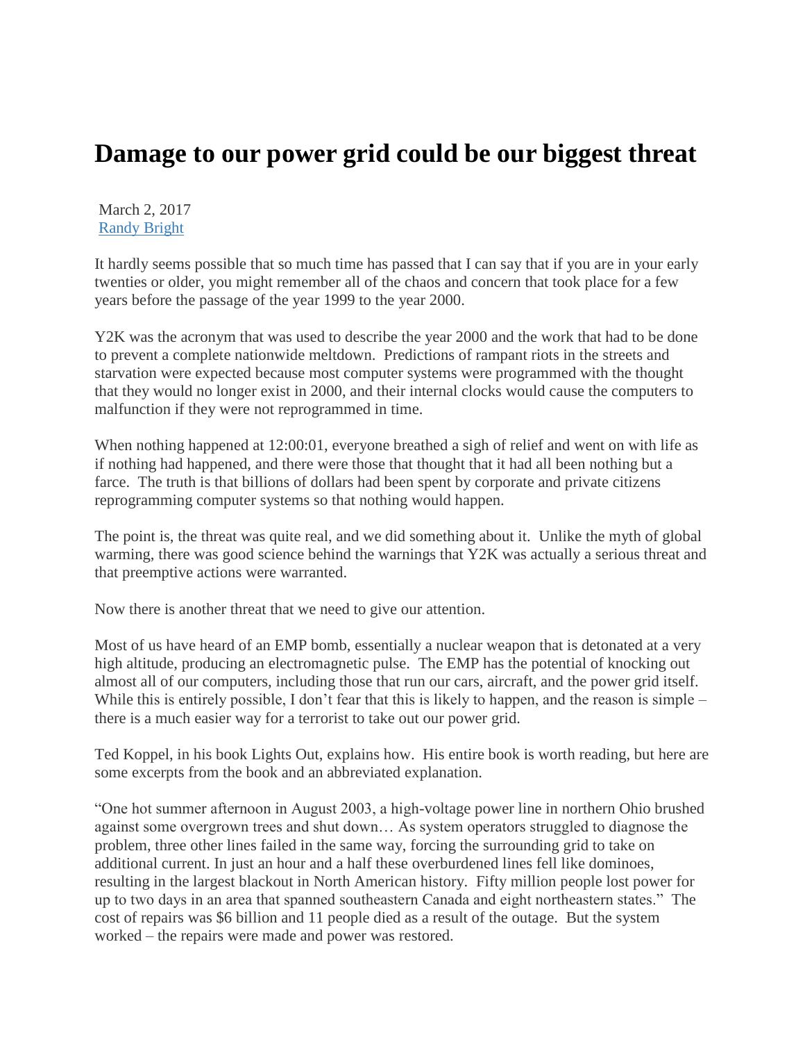# Damage to our power grid could be our biggest threat

March 2, 2017
[Randy Bright]

It hardly seems possible that so much time has passed that I can say that if you are in your early twenties or older, you might remember all of the chaos and concern that took place for a few years before the passage of the year 1999 to the year 2000.

Y2K was the acronym that was used to describe the year 2000 and the work that had to be done to prevent a complete nationwide meltdown. Predictions of rampant riots in the streets and starvation were expected because most computer systems were programmed with the thought that they would no longer exist in 2000, and their internal clocks would cause the computers to malfunction if they were not reprogrammed in time.

When nothing happened at 12:00:01, everyone breathed a sigh of relief and went on with life as if nothing had happened, and there were those that thought that it had all been nothing but a farce. The truth is that billions of dollars had been spent by corporate and private citizens reprogramming computer systems so that nothing would happen.

The point is, the threat was quite real, and we did something about it. Unlike the myth of global warming, there was good science behind the warnings that Y2K was actually a serious threat and that preemptive actions were warranted.

Now there is another threat that we need to give our attention.

Most of us have heard of an EMP bomb, essentially a nuclear weapon that is detonated at a very high altitude, producing an electromagnetic pulse. The EMP has the potential of knocking out almost all of our computers, including those that run our cars, aircraft, and the power grid itself. While this is entirely possible, I don't fear that this is likely to happen, and the reason is simple – there is a much easier way for a terrorist to take out our power grid.

Ted Koppel, in his book Lights Out, explains how. His entire book is worth reading, but here are some excerpts from the book and an abbreviated explanation.

"One hot summer afternoon in August 2003, a high-voltage power line in northern Ohio brushed against some overgrown trees and shut down… As system operators struggled to diagnose the problem, three other lines failed in the same way, forcing the surrounding grid to take on additional current. In just an hour and a half these overburdened lines fell like dominoes, resulting in the largest blackout in North American history. Fifty million people lost power for up to two days in an area that spanned southeastern Canada and eight northeastern states." The cost of repairs was $6 billion and 11 people died as a result of the outage. But the system worked – the repairs were made and power was restored.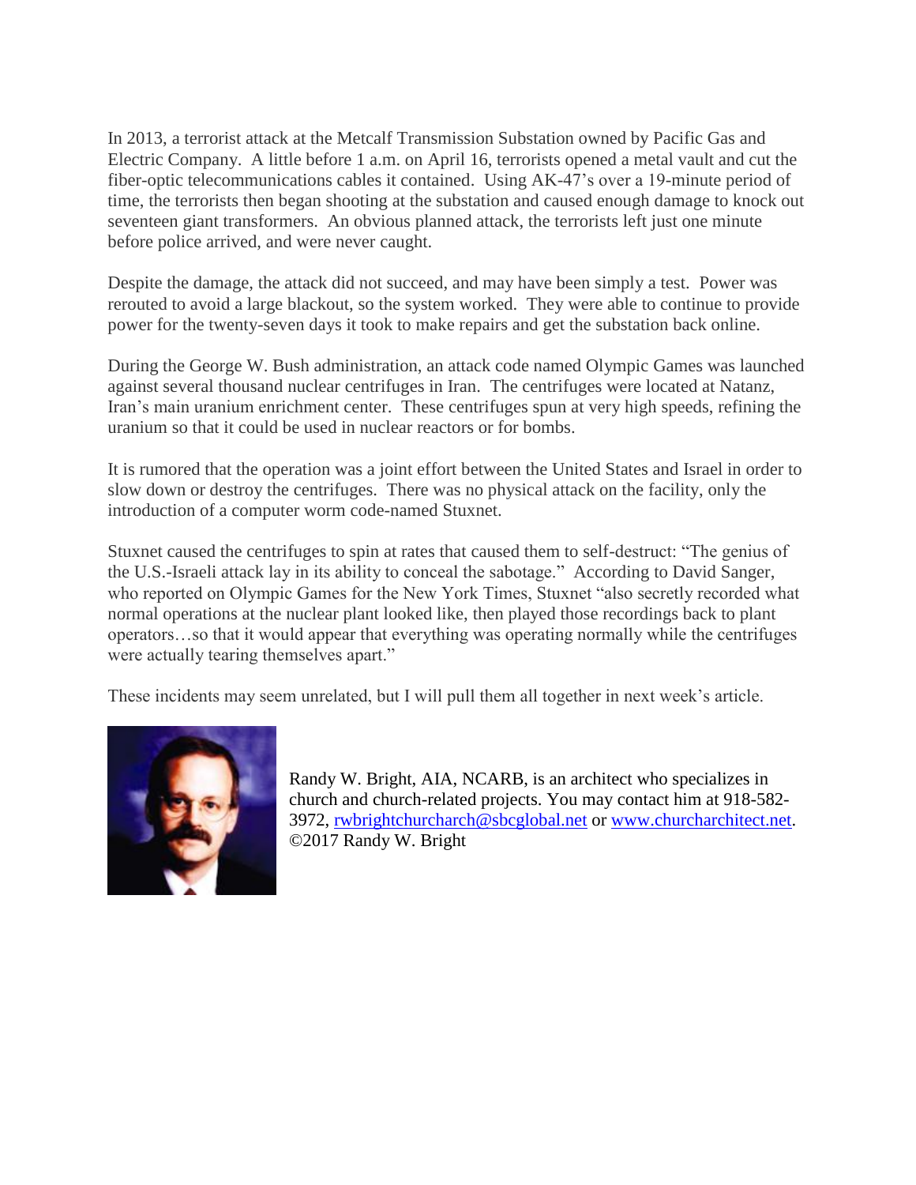In 2013, a terrorist attack at the Metcalf Transmission Substation owned by Pacific Gas and Electric Company. A little before 1 a.m. on April 16, terrorists opened a metal vault and cut the fiber-optic telecommunications cables it contained. Using AK-47's over a 19-minute period of time, the terrorists then began shooting at the substation and caused enough damage to knock out seventeen giant transformers. An obvious planned attack, the terrorists left just one minute before police arrived, and were never caught.

Despite the damage, the attack did not succeed, and may have been simply a test. Power was rerouted to avoid a large blackout, so the system worked. They were able to continue to provide power for the twenty-seven days it took to make repairs and get the substation back online.

During the George W. Bush administration, an attack code named Olympic Games was launched against several thousand nuclear centrifuges in Iran. The centrifuges were located at Natanz, Iran's main uranium enrichment center. These centrifuges spun at very high speeds, refining the uranium so that it could be used in nuclear reactors or for bombs.

It is rumored that the operation was a joint effort between the United States and Israel in order to slow down or destroy the centrifuges. There was no physical attack on the facility, only the introduction of a computer worm code-named Stuxnet.

Stuxnet caused the centrifuges to spin at rates that caused them to self-destruct: "The genius of the U.S.-Israeli attack lay in its ability to conceal the sabotage." According to David Sanger, who reported on Olympic Games for the New York Times, Stuxnet "also secretly recorded what normal operations at the nuclear plant looked like, then played those recordings back to plant operators…so that it would appear that everything was operating normally while the centrifuges were actually tearing themselves apart."

These incidents may seem unrelated, but I will pull them all together in next week's article.

Randy W. Bright, AIA, NCARB, is an architect who specializes in church and church-related projects. You may contact him at 918-582-3972, [rwbrightchurcharch@sbcglobal.net](mailto:rwbrightchurcharch@sbcglobal.net) or [www.churcharchitect.net](http://www.churcharchitect.net). ©2017 Randy W. Bright